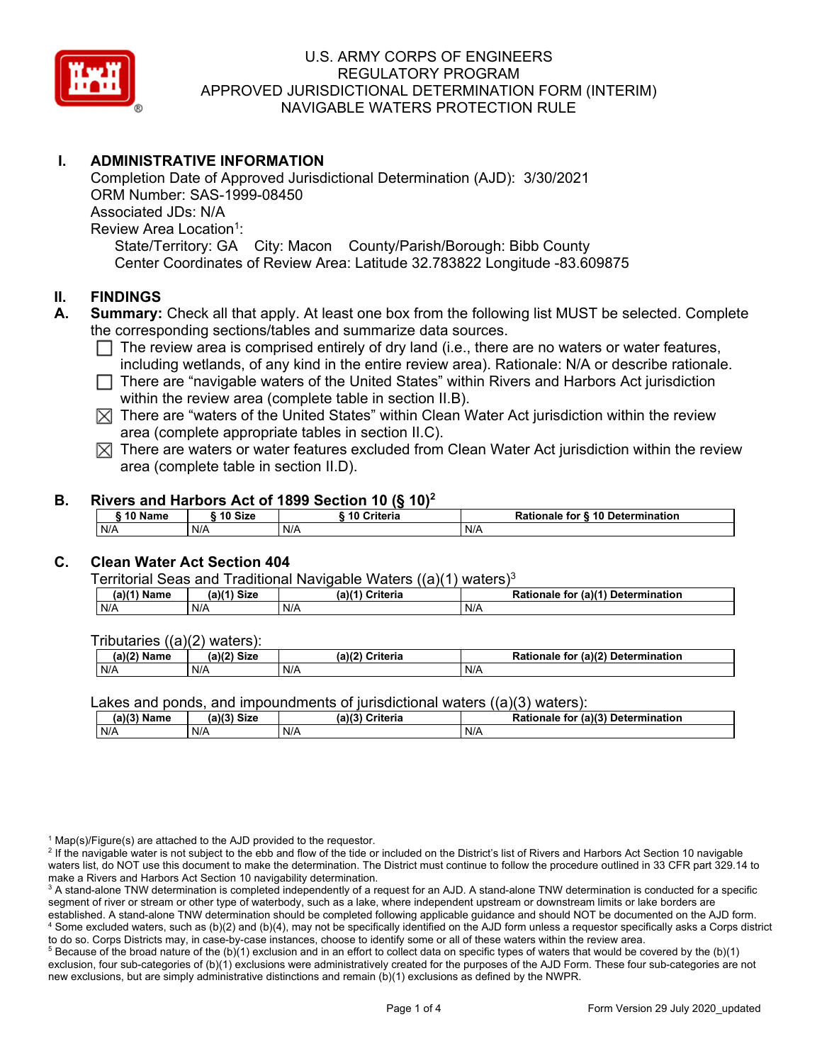# U.S. ARMY CORPS OF ENGINEERS
# REGULATORY PROGRAM
# APPROVED JURISDICTIONAL DETERMINATION FORM (INTERIM)
# NAVIGABLE WATERS PROTECTION RULE

## I. ADMINISTRATIVE INFORMATION

Completion Date of Approved Jurisdictional Determination (AJD): 3/30/2021
ORM Number: SAS-1999-08450
Associated JDs: N/A
Review Area Location[1]:
State/Territory: GA City: Macon County/Parish/Borough: Bibb County
Center Coordinates of Review Area: Latitude 32.783822 Longitude -83.609875

## II. FINDINGS

**A. Summary:** Check all that apply. At least one box from the following list MUST be selected. Complete the corresponding sections/tables and summarize data sources.

- ☐ The review area is comprised entirely of dry land (i.e., there are no waters or water features, including wetlands, of any kind in the entire review area). Rationale: N/A or describe rationale.
- ☐ There are "navigable waters of the United States" within Rivers and Harbors Act jurisdiction within the review area (complete table in section II.B).
- ☒ There are "waters of the United States" within Clean Water Act jurisdiction within the review area (complete appropriate tables in section II.C).
- ☒ There are waters or water features excluded from Clean Water Act jurisdiction within the review area (complete table in section II.D).

### B. Rivers and Harbors Act of 1899 Section 10 (§ 10)[2]

| § 10 Name | § 10 Size | § 10 Criteria | Rationale for § 10 Determination |
|---|---|---|---|
| N/A | N/A | N/A | N/A |

### C. Clean Water Act Section 404

Territorial Seas and Traditional Navigable Waters ((a)(1) waters)[3]

| (a)(1) Name | (a)(1) Size | (a)(1) Criteria | Rationale for (a)(1) Determination |
|---|---|---|---|
| N/A | N/A | N/A | N/A |

Tributaries ((a)(2) waters):

| (a)(2) Name | (a)(2) Size | (a)(2) Criteria | Rationale for (a)(2) Determination |
|---|---|---|---|
| N/A | N/A | N/A | N/A |

Lakes and ponds, and impoundments of jurisdictional waters ((a)(3) waters):

| (a)(3) Name | (a)(3) Size | (a)(3) Criteria | Rationale for (a)(3) Determination |
|---|---|---|---|
| N/A | N/A | N/A | N/A |

[1] Map(s)/Figure(s) are attached to the AJD provided to the requestor.
[2] If the navigable water is not subject to the ebb and flow of the tide or included on the District's list of Rivers and Harbors Act Section 10 navigable waters list, do NOT use this document to make the determination. The District must continue to follow the procedure outlined in 33 CFR part 329.14 to make a Rivers and Harbors Act Section 10 navigability determination.
[3] A stand-alone TNW determination is completed independently of a request for an AJD. A stand-alone TNW determination is conducted for a specific segment of river or stream or other type of waterbody, such as a lake, where independent upstream or downstream limits or lake borders are established. A stand-alone TNW determination should be completed following applicable guidance and should NOT be documented on the AJD form.
[4] Some excluded waters, such as (b)(2) and (b)(4), may not be specifically identified on the AJD form unless a requestor specifically asks a Corps district to do so. Corps Districts may, in case-by-case instances, choose to identify some or all of these waters within the review area.
[5] Because of the broad nature of the (b)(1) exclusion and in an effort to collect data on specific types of waters that would be covered by the (b)(1) exclusion, four sub-categories of (b)(1) exclusions were administratively created for the purposes of the AJD Form. These four sub-categories are not new exclusions, but are simply administrative distinctions and remain (b)(1) exclusions as defined by the NWPR.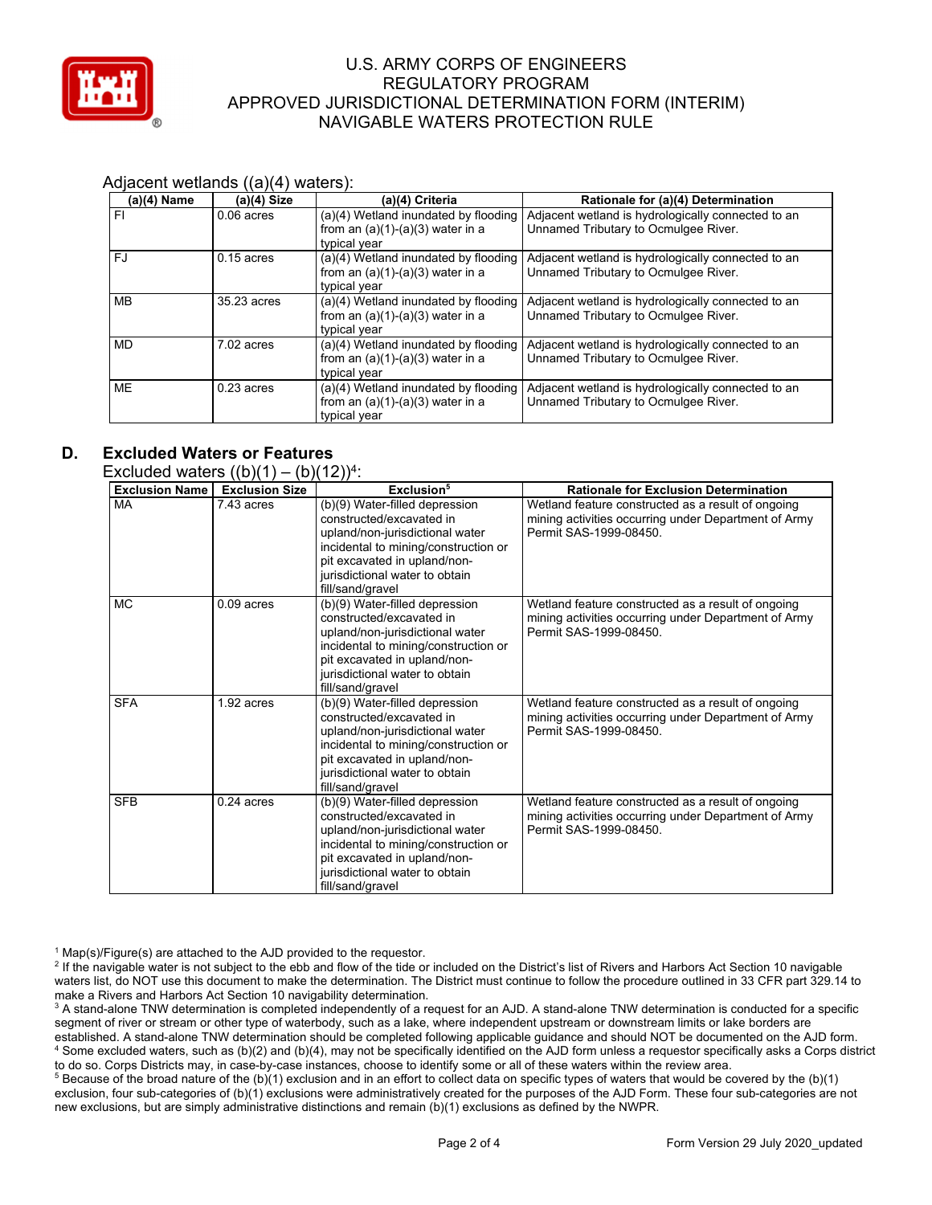Adjacent wetlands ((a)(4) waters):

| (a)(4) Name | (a)(4) Size | (a)(4) Criteria | Rationale for (a)(4) Determination |
|---|---|---|---|
| FI | 0.06 acres | (a)(4) Wetland inundated by flooding from an (a)(1)-(a)(3) water in a typical year | Adjacent wetland is hydrologically connected to an Unnamed Tributary to Ocmulgee River. |
| FJ | 0.15 acres | (a)(4) Wetland inundated by flooding from an (a)(1)-(a)(3) water in a typical year | Adjacent wetland is hydrologically connected to an Unnamed Tributary to Ocmulgee River. |
| MB | 35.23 acres | (a)(4) Wetland inundated by flooding from an (a)(1)-(a)(3) water in a typical year | Adjacent wetland is hydrologically connected to an Unnamed Tributary to Ocmulgee River. |
| MD | 7.02 acres | (a)(4) Wetland inundated by flooding from an (a)(1)-(a)(3) water in a typical year | Adjacent wetland is hydrologically connected to an Unnamed Tributary to Ocmulgee River. |
| ME | 0.23 acres | (a)(4) Wetland inundated by flooding from an (a)(1)-(a)(3) water in a typical year | Adjacent wetland is hydrologically connected to an Unnamed Tributary to Ocmulgee River. |

## D. Excluded Waters or Features

Excluded waters ((b)(1) – (b)(12))[4]:

| Exclusion Name | Exclusion Size | Exclusion[5] | Rationale for Exclusion Determination |
|---|---|---|---|
| MA | 7.43 acres | (b)(9) Water-filled depression constructed/excavated in upland/non-jurisdictional water incidental to mining/construction or pit excavated in upland/non-jurisdictional water to obtain fill/sand/gravel | Wetland feature constructed as a result of ongoing mining activities occurring under Department of Army Permit SAS-1999-08450. |
| MC | 0.09 acres | (b)(9) Water-filled depression constructed/excavated in upland/non-jurisdictional water incidental to mining/construction or pit excavated in upland/non-jurisdictional water to obtain fill/sand/gravel | Wetland feature constructed as a result of ongoing mining activities occurring under Department of Army Permit SAS-1999-08450. |
| SFA | 1.92 acres | (b)(9) Water-filled depression constructed/excavated in upland/non-jurisdictional water incidental to mining/construction or pit excavated in upland/non-jurisdictional water to obtain fill/sand/gravel | Wetland feature constructed as a result of ongoing mining activities occurring under Department of Army Permit SAS-1999-08450. |
| SFB | 0.24 acres | (b)(9) Water-filled depression constructed/excavated in upland/non-jurisdictional water incidental to mining/construction or pit excavated in upland/non-jurisdictional water to obtain fill/sand/gravel | Wetland feature constructed as a result of ongoing mining activities occurring under Department of Army Permit SAS-1999-08450. |

[1] Map(s)/Figure(s) are attached to the AJD provided to the requestor.
[2] If the navigable water is not subject to the ebb and flow of the tide or included on the District's list of Rivers and Harbors Act Section 10 navigable waters list, do NOT use this document to make the determination. The District must continue to follow the procedure outlined in 33 CFR part 329.14 to make a Rivers and Harbors Act Section 10 navigability determination.
[3] A stand-alone TNW determination is completed independently of a request for an AJD. A stand-alone TNW determination is conducted for a specific segment of river or stream or other type of waterbody, such as a lake, where independent upstream or downstream limits or lake borders are established. A stand-alone TNW determination should be completed following applicable guidance and should NOT be documented on the AJD form.
[4] Some excluded waters, such as (b)(2) and (b)(4), may not be specifically identified on the AJD form unless a requestor specifically asks a Corps district to do so. Corps Districts may, in case-by-case instances, choose to identify some or all of these waters within the review area.
[5] Because of the broad nature of the (b)(1) exclusion and in an effort to collect data on specific types of waters that would be covered by the (b)(1) exclusion, four sub-categories of (b)(1) exclusions were administratively created for the purposes of the AJD Form. These four sub-categories are not new exclusions, but are simply administrative distinctions and remain (b)(1) exclusions as defined by the NWPR.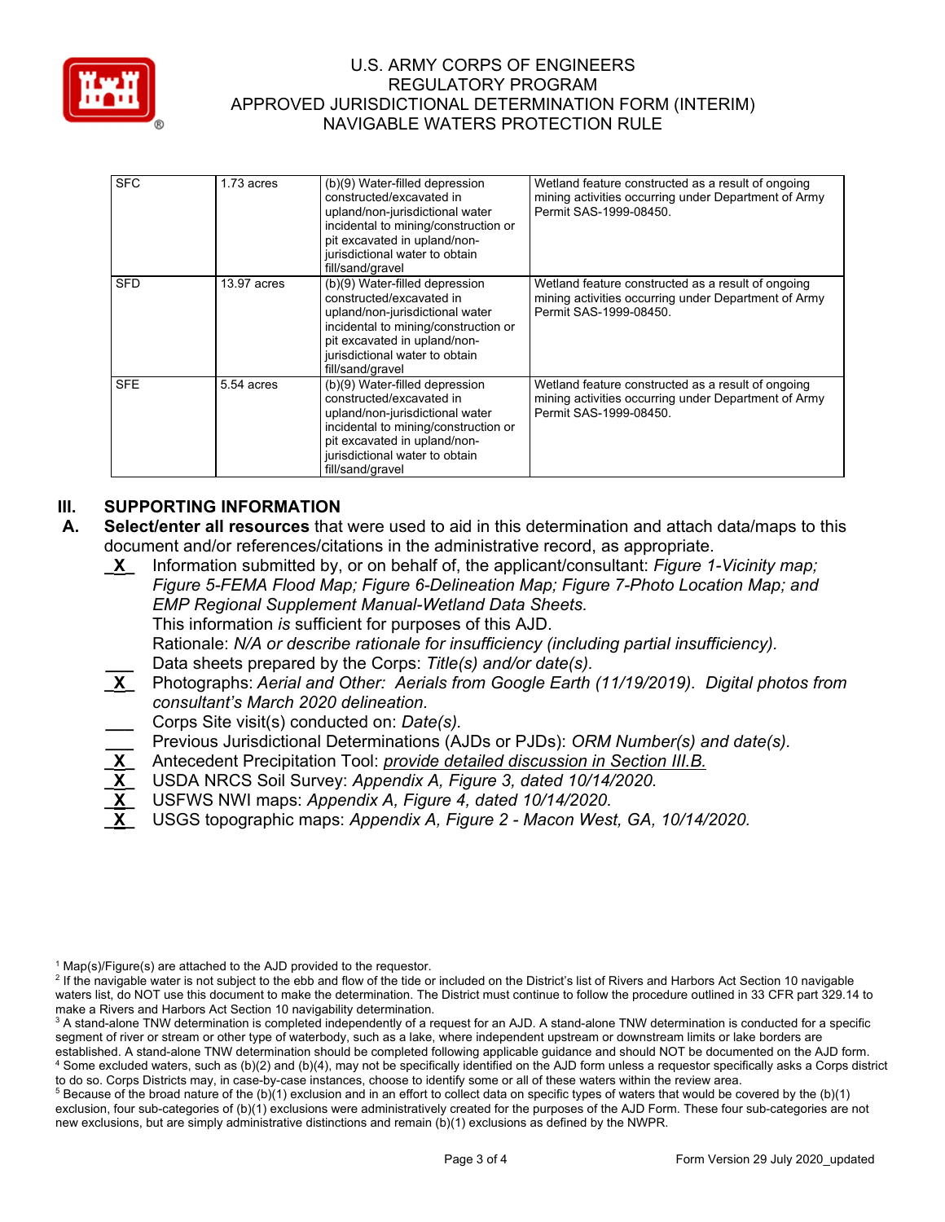| SFC | 1.73 acres | (b)(9) Water-filled depression constructed/excavated in upland/non-jurisdictional water incidental to mining/construction or pit excavated in upland/non-jurisdictional water to obtain fill/sand/gravel | Wetland feature constructed as a result of ongoing mining activities occurring under Department of Army Permit SAS-1999-08450. |
|---|---|---|---|
| SFD | 13.97 acres | (b)(9) Water-filled depression constructed/excavated in upland/non-jurisdictional water incidental to mining/construction or pit excavated in upland/non-jurisdictional water to obtain fill/sand/gravel | Wetland feature constructed as a result of ongoing mining activities occurring under Department of Army Permit SAS-1999-08450. |
| SFE | 5.54 acres | (b)(9) Water-filled depression constructed/excavated in upland/non-jurisdictional water incidental to mining/construction or pit excavated in upland/non-jurisdictional water to obtain fill/sand/gravel | Wetland feature constructed as a result of ongoing mining activities occurring under Department of Army Permit SAS-1999-08450. |

## III. SUPPORTING INFORMATION

**A. Select/enter all resources** that were used to aid in this determination and attach data/maps to this document and/or references/citations in the administrative record, as appropriate.

_X_ Information submitted by, or on behalf of, the applicant/consultant: *Figure 1-Vicinity map; Figure 5-FEMA Flood Map; Figure 6-Delineation Map; Figure 7-Photo Location Map; and EMP Regional Supplement Manual-Wetland Data Sheets.*
This information *is* sufficient for purposes of this AJD.
Rationale: *N/A or describe rationale for insufficiency (including partial insufficiency).*

___ Data sheets prepared by the Corps: *Title(s) and/or date(s).*

_X_ Photographs: *Aerial and Other: Aerials from Google Earth (11/19/2019). Digital photos from consultant's March 2020 delineation.*

___ Corps Site visit(s) conducted on: *Date(s).*

___ Previous Jurisdictional Determinations (AJDs or PJDs): *ORM Number(s) and date(s).*

_X_ Antecedent Precipitation Tool: *provide detailed discussion in Section III.B.*

_X_ USDA NRCS Soil Survey: *Appendix A, Figure 3, dated 10/14/2020.*

_X_ USFWS NWI maps: *Appendix A, Figure 4, dated 10/14/2020.*

_X_ USGS topographic maps: *Appendix A, Figure 2 - Macon West, GA, 10/14/2020.*

---

[1] Map(s)/Figure(s) are attached to the AJD provided to the requestor.
[2] If the navigable water is not subject to the ebb and flow of the tide or included on the District's list of Rivers and Harbors Act Section 10 navigable waters list, do NOT use this document to make the determination. The District must continue to follow the procedure outlined in 33 CFR part 329.14 to make a Rivers and Harbors Act Section 10 navigability determination.
[3] A stand-alone TNW determination is completed independently of a request for an AJD. A stand-alone TNW determination is conducted for a specific segment of river or stream or other type of waterbody, such as a lake, where independent upstream or downstream limits or lake borders are established. A stand-alone TNW determination should be completed following applicable guidance and should NOT be documented on the AJD form.
[4] Some excluded waters, such as (b)(2) and (b)(4), may not be specifically identified on the AJD form unless a requestor specifically asks a Corps district to do so. Corps Districts may, in case-by-case instances, choose to identify some or all of these waters within the review area.
[5] Because of the broad nature of the (b)(1) exclusion and in an effort to collect data on specific types of waters that would be covered by the (b)(1) exclusion, four sub-categories of (b)(1) exclusions were administratively created for the purposes of the AJD Form. These four sub-categories are not new exclusions, but are simply administrative distinctions and remain (b)(1) exclusions as defined by the NWPR.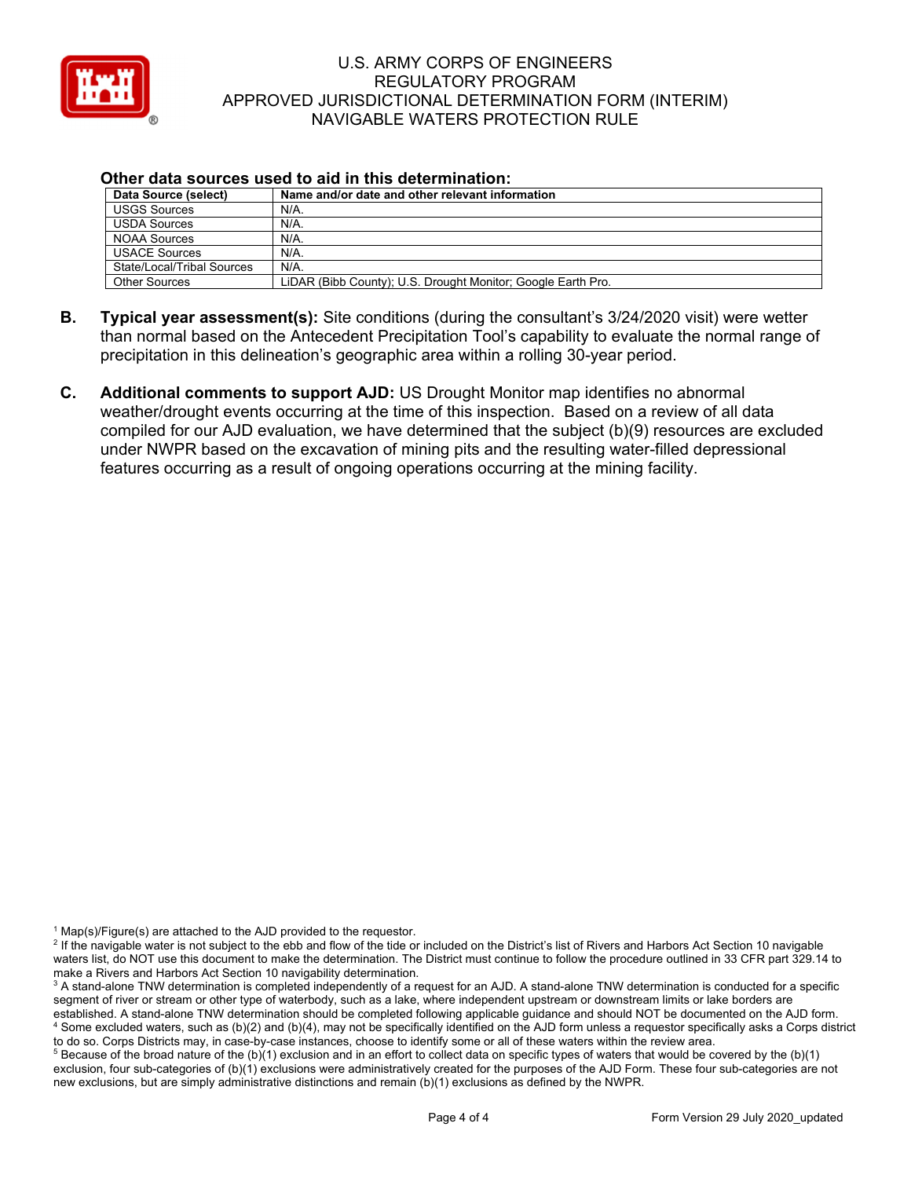### Other data sources used to aid in this determination:

| Data Source (select) | Name and/or date and other relevant information |
|---|---|
| USGS Sources | N/A. |
| USDA Sources | N/A. |
| NOAA Sources | N/A. |
| USACE Sources | N/A. |
| State/Local/Tribal Sources | N/A. |
| Other Sources | LiDAR (Bibb County); U.S. Drought Monitor; Google Earth Pro. |

**B. Typical year assessment(s):** Site conditions (during the consultant's 3/24/2020 visit) were wetter than normal based on the Antecedent Precipitation Tool's capability to evaluate the normal range of precipitation in this delineation's geographic area within a rolling 30-year period.

**C. Additional comments to support AJD:** US Drought Monitor map identifies no abnormal weather/drought events occurring at the time of this inspection. Based on a review of all data compiled for our AJD evaluation, we have determined that the subject (b)(9) resources are excluded under NWPR based on the excavation of mining pits and the resulting water-filled depressional features occurring as a result of ongoing operations occurring at the mining facility.

---

[1] Map(s)/Figure(s) are attached to the AJD provided to the requestor.

[2] If the navigable water is not subject to the ebb and flow of the tide or included on the District's list of Rivers and Harbors Act Section 10 navigable waters list, do NOT use this document to make the determination. The District must continue to follow the procedure outlined in 33 CFR part 329.14 to make a Rivers and Harbors Act Section 10 navigability determination.

[3] A stand-alone TNW determination is completed independently of a request for an AJD. A stand-alone TNW determination is conducted for a specific segment of river or stream or other type of waterbody, such as a lake, where independent upstream or downstream limits or lake borders are established. A stand-alone TNW determination should be completed following applicable guidance and should NOT be documented on the AJD form.

[4] Some excluded waters, such as (b)(2) and (b)(4), may not be specifically identified on the AJD form unless a requestor specifically asks a Corps district to do so. Corps Districts may, in case-by-case instances, choose to identify some or all of these waters within the review area.

[5] Because of the broad nature of the (b)(1) exclusion and in an effort to collect data on specific types of waters that would be covered by the (b)(1) exclusion, four sub-categories of (b)(1) exclusions were administratively created for the purposes of the AJD Form. These four sub-categories are not new exclusions, but are simply administrative distinctions and remain (b)(1) exclusions as defined by the NWPR.